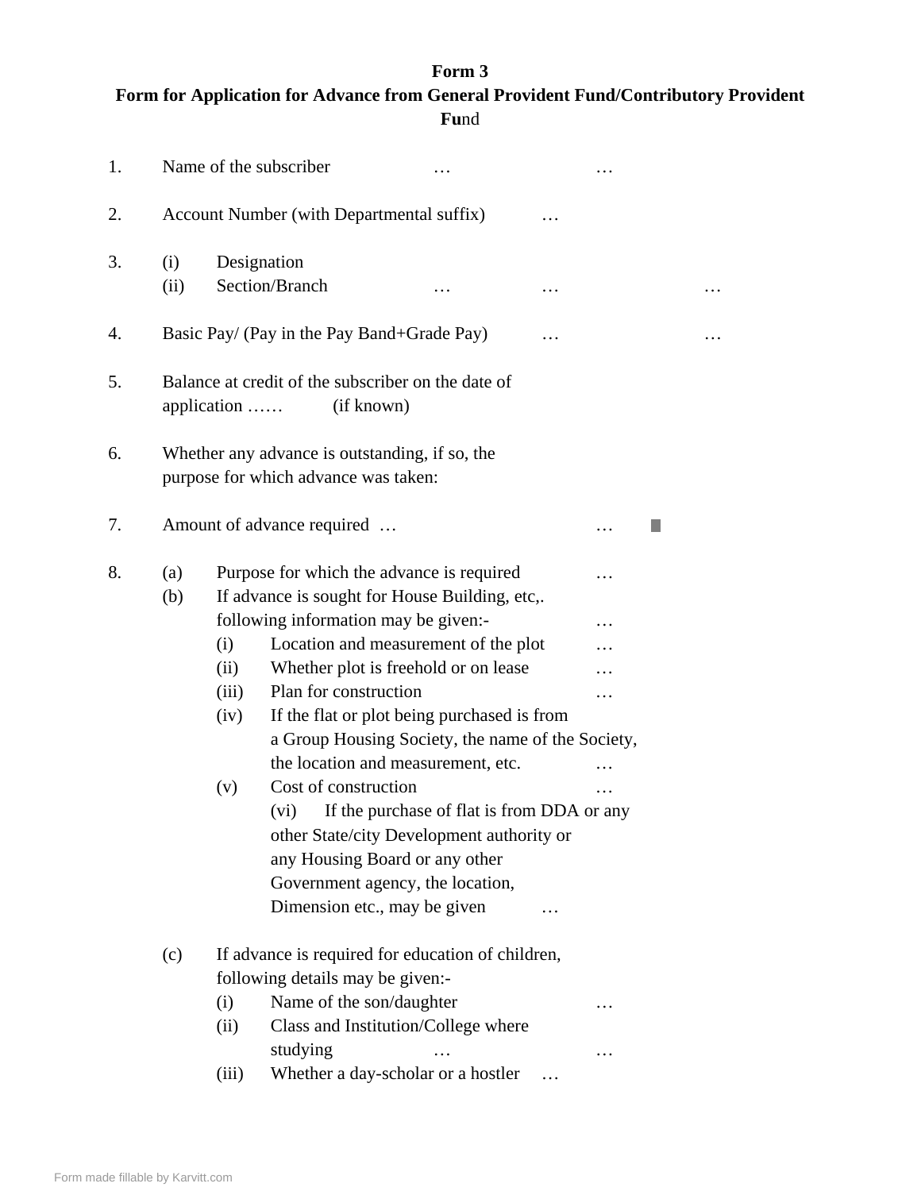**Form 3**

**Form for Application for Advance from General Provident Fund/Contributory Provident Fund**

1. Name of the subscriber … …

2. Account Number (with Departmental suffix) …

3. (i) Designation
   (ii) Section/Branch … … …

4. Basic Pay/ (Pay in the Pay Band+Grade Pay) … …

5. Balance at credit of the subscriber on the date of application …… (if known)

6. Whether any advance is outstanding, if so, the purpose for which advance was taken:

7. Amount of advance required … …

8. (a) Purpose for which the advance is required …
   (b) If advance is sought for House Building, etc,. following information may be given:- …
      (i) Location and measurement of the plot …
      (ii) Whether plot is freehold or on lease …
      (iii) Plan for construction …
      (iv) If the flat or plot being purchased is from a Group Housing Society, the name of the Society, the location and measurement, etc. …
      (v) Cost of construction …
      (vi) If the purchase of flat is from DDA or any other State/city Development authority or any Housing Board or any other Government agency, the location, Dimension etc., may be given …

   (c) If advance is required for education of children, following details may be given:-
      (i) Name of the son/daughter …
      (ii) Class and Institution/College where studying … …
      (iii) Whether a day-scholar or a hostler …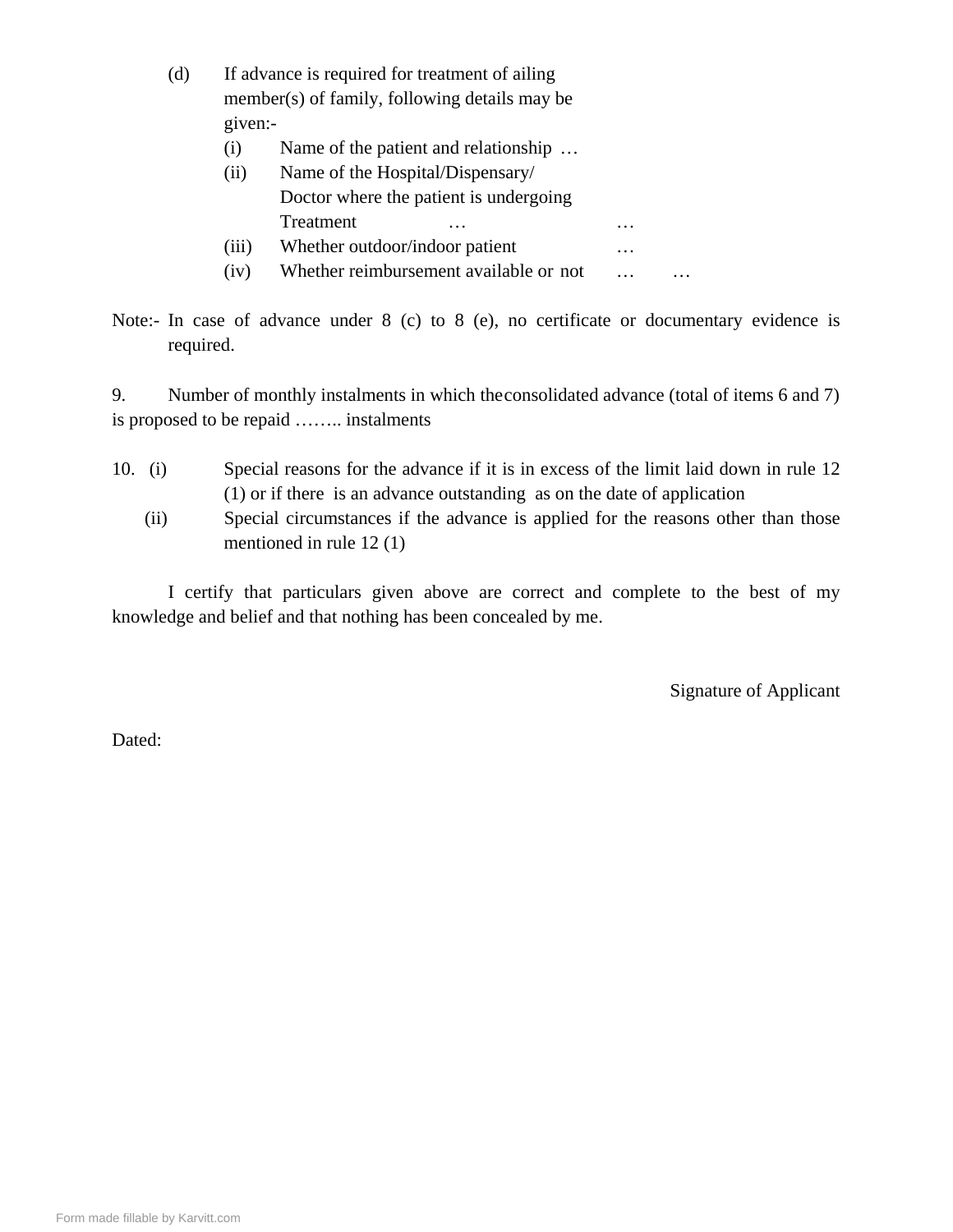(d) If advance is required for treatment of ailing member(s) of family, following details may be given:-

   (i) Name of the patient and relationship …

   (ii) Name of the Hospital/Dispensary/ Doctor where the patient is undergoing Treatment … …

   (iii) Whether outdoor/indoor patient …

   (iv) Whether reimbursement available or not … …

Note:- In case of advance under 8 (c) to 8 (e), no certificate or documentary evidence is required.

9. Number of monthly instalments in which theconsolidated advance (total of items 6 and 7) is proposed to be repaid …….. instalments

10. (i) Special reasons for the advance if it is in excess of the limit laid down in rule 12 (1) or if there is an advance outstanding as on the date of application

   (ii) Special circumstances if the advance is applied for the reasons other than those mentioned in rule 12 (1)

I certify that particulars given above are correct and complete to the best of my knowledge and belief and that nothing has been concealed by me.

Signature of Applicant

Dated: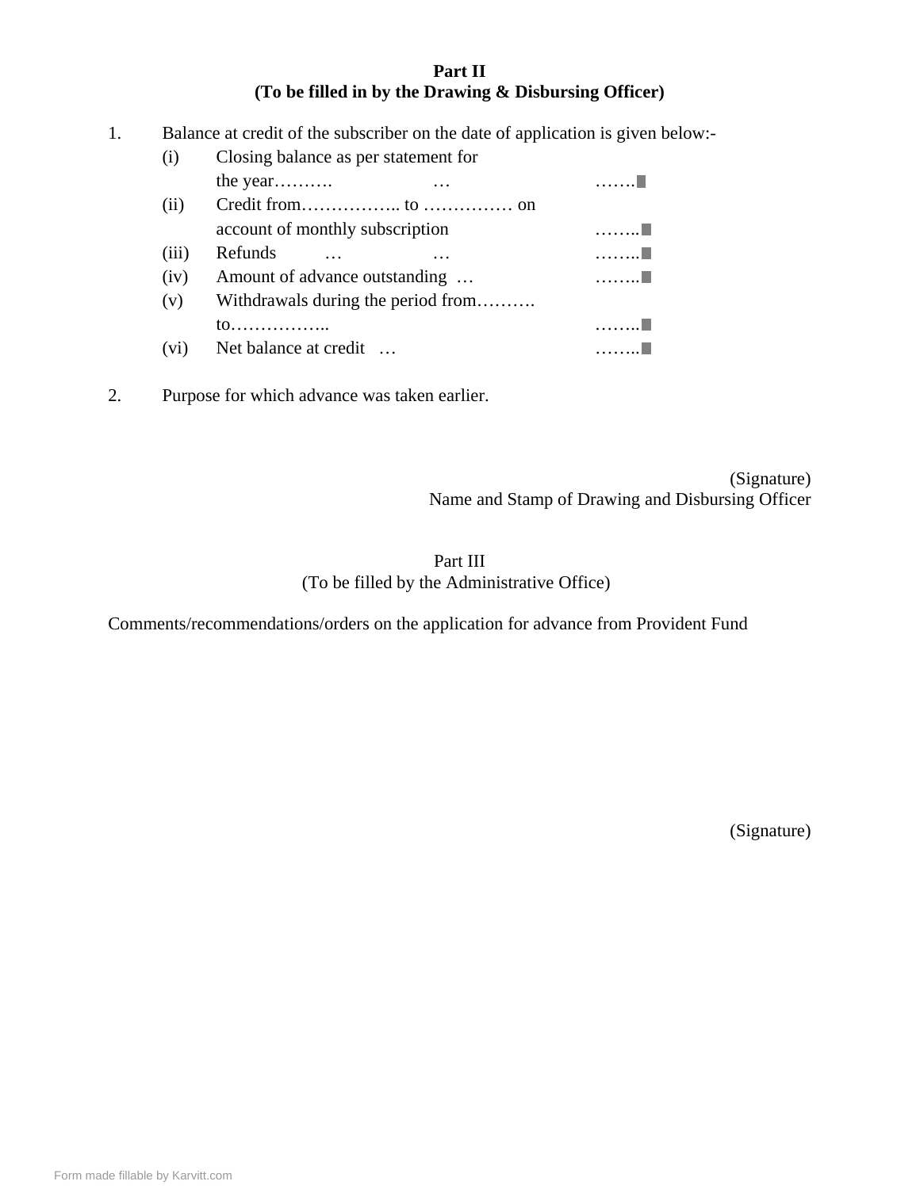**Part II**
**(To be filled in by the Drawing & Disbursing Officer)**

1. Balance at credit of the subscriber on the date of application is given below:-
   - (i) Closing balance as per statement for the year………. … …….
   - (ii) Credit from…………….. to …………… on account of monthly subscription ……..
   - (iii) Refunds … … ……..
   - (iv) Amount of advance outstanding … ……..
   - (v) Withdrawals during the period from………. to…………….. ……..
   - (vi) Net balance at credit … ……..

2. Purpose for which advance was taken earlier.

(Signature)
Name and Stamp of Drawing and Disbursing Officer

Part III
(To be filled by the Administrative Office)

Comments/recommendations/orders on the application for advance from Provident Fund

(Signature)